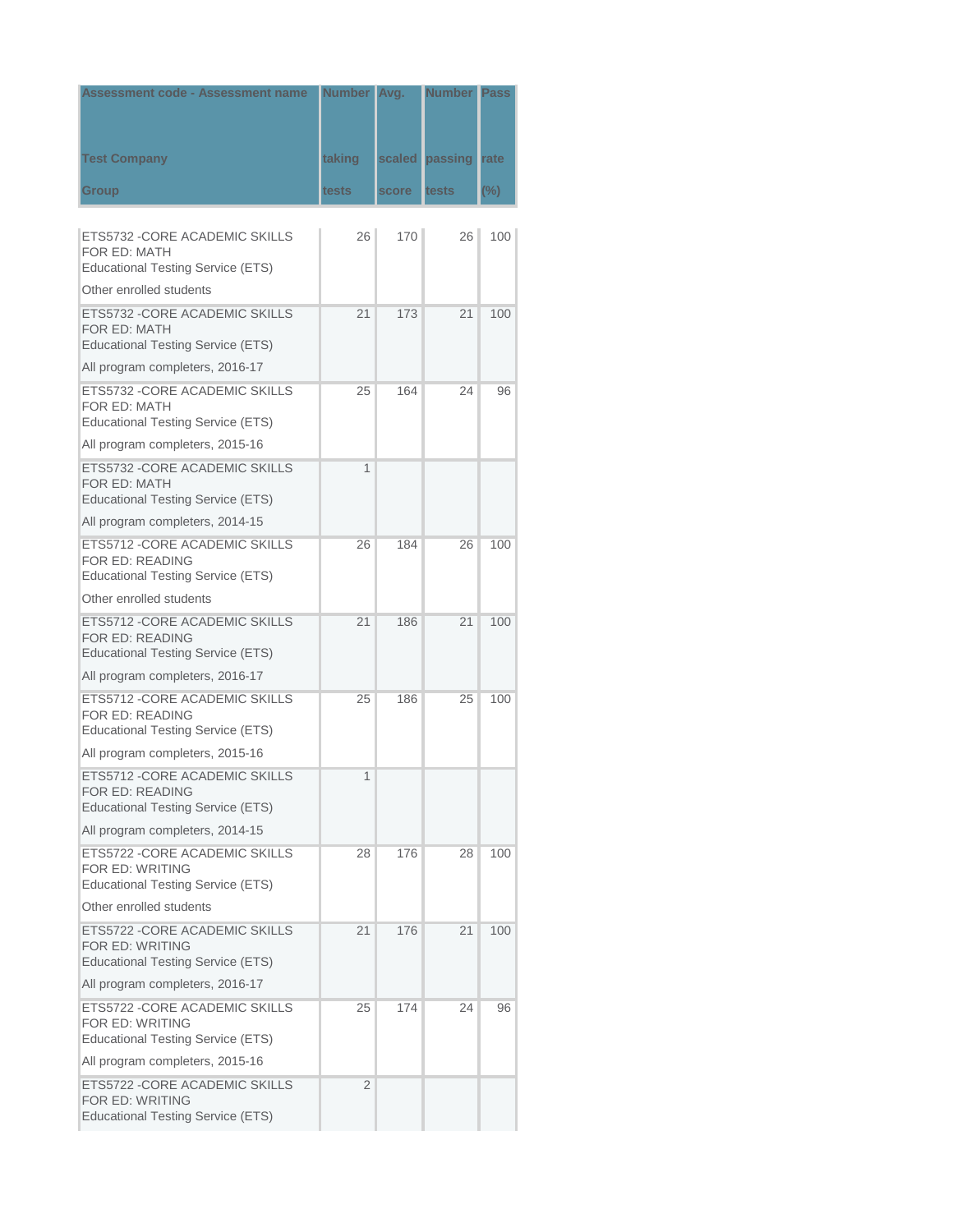| Assessment code - Assessment name<br>Test Company<br>Group | Number taking tests | Avg. scaled score | Number passing tests | Pass rate (%) |
|---|---|---|---|---|
| ETS5732 -CORE ACADEMIC SKILLS FOR ED: MATH<br>Educational Testing Service (ETS)<br>Other enrolled students | 26 | 170 | 26 | 100 |
| ETS5732 -CORE ACADEMIC SKILLS FOR ED: MATH<br>Educational Testing Service (ETS)<br>All program completers, 2016-17 | 21 | 173 | 21 | 100 |
| ETS5732 -CORE ACADEMIC SKILLS FOR ED: MATH<br>Educational Testing Service (ETS)<br>All program completers, 2015-16 | 25 | 164 | 24 | 96 |
| ETS5732 -CORE ACADEMIC SKILLS FOR ED: MATH<br>Educational Testing Service (ETS)<br>All program completers, 2014-15 | 1 | | | |
| ETS5712 -CORE ACADEMIC SKILLS FOR ED: READING<br>Educational Testing Service (ETS)<br>Other enrolled students | 26 | 184 | 26 | 100 |
| ETS5712 -CORE ACADEMIC SKILLS FOR ED: READING<br>Educational Testing Service (ETS)<br>All program completers, 2016-17 | 21 | 186 | 21 | 100 |
| ETS5712 -CORE ACADEMIC SKILLS FOR ED: READING<br>Educational Testing Service (ETS)<br>All program completers, 2015-16 | 25 | 186 | 25 | 100 |
| ETS5712 -CORE ACADEMIC SKILLS FOR ED: READING<br>Educational Testing Service (ETS)<br>All program completers, 2014-15 | 1 | | | |
| ETS5722 -CORE ACADEMIC SKILLS FOR ED: WRITING<br>Educational Testing Service (ETS)<br>Other enrolled students | 28 | 176 | 28 | 100 |
| ETS5722 -CORE ACADEMIC SKILLS FOR ED: WRITING<br>Educational Testing Service (ETS)<br>All program completers, 2016-17 | 21 | 176 | 21 | 100 |
| ETS5722 -CORE ACADEMIC SKILLS FOR ED: WRITING<br>Educational Testing Service (ETS)<br>All program completers, 2015-16 | 25 | 174 | 24 | 96 |
| ETS5722 -CORE ACADEMIC SKILLS FOR ED: WRITING<br>Educational Testing Service (ETS) | 2 | | | |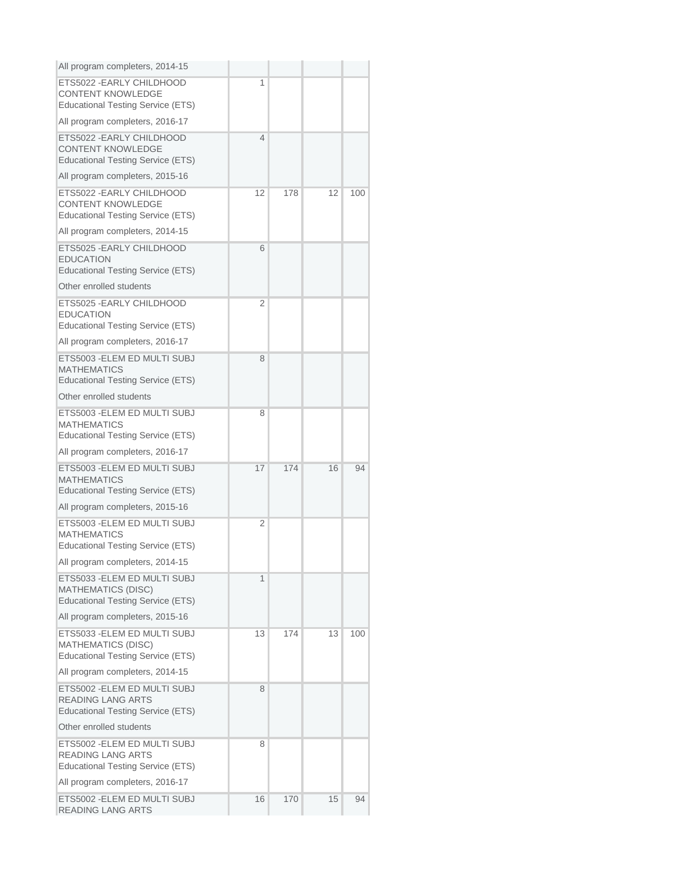| | | | | |
|---|---|---|---|---|
| All program completers, 2014-15 | | | | |
| ETS5022 -EARLY CHILDHOOD CONTENT KNOWLEDGE Educational Testing Service (ETS) All program completers, 2016-17 | 1 | | | |
| ETS5022 -EARLY CHILDHOOD CONTENT KNOWLEDGE Educational Testing Service (ETS) All program completers, 2015-16 | 4 | | | |
| ETS5022 -EARLY CHILDHOOD CONTENT KNOWLEDGE Educational Testing Service (ETS) All program completers, 2014-15 | 12 | 178 | 12 | 100 |
| ETS5025 -EARLY CHILDHOOD EDUCATION Educational Testing Service (ETS) Other enrolled students | 6 | | | |
| ETS5025 -EARLY CHILDHOOD EDUCATION Educational Testing Service (ETS) All program completers, 2016-17 | 2 | | | |
| ETS5003 -ELEM ED MULTI SUBJ MATHEMATICS Educational Testing Service (ETS) Other enrolled students | 8 | | | |
| ETS5003 -ELEM ED MULTI SUBJ MATHEMATICS Educational Testing Service (ETS) All program completers, 2016-17 | 8 | | | |
| ETS5003 -ELEM ED MULTI SUBJ MATHEMATICS Educational Testing Service (ETS) All program completers, 2015-16 | 17 | 174 | 16 | 94 |
| ETS5003 -ELEM ED MULTI SUBJ MATHEMATICS Educational Testing Service (ETS) All program completers, 2014-15 | 2 | | | |
| ETS5033 -ELEM ED MULTI SUBJ MATHEMATICS (DISC) Educational Testing Service (ETS) All program completers, 2015-16 | 1 | | | |
| ETS5033 -ELEM ED MULTI SUBJ MATHEMATICS (DISC) Educational Testing Service (ETS) All program completers, 2014-15 | 13 | 174 | 13 | 100 |
| ETS5002 -ELEM ED MULTI SUBJ READING LANG ARTS Educational Testing Service (ETS) Other enrolled students | 8 | | | |
| ETS5002 -ELEM ED MULTI SUBJ READING LANG ARTS Educational Testing Service (ETS) All program completers, 2016-17 | 8 | | | |
| ETS5002 -ELEM ED MULTI SUBJ READING LANG ARTS | 16 | 170 | 15 | 94 |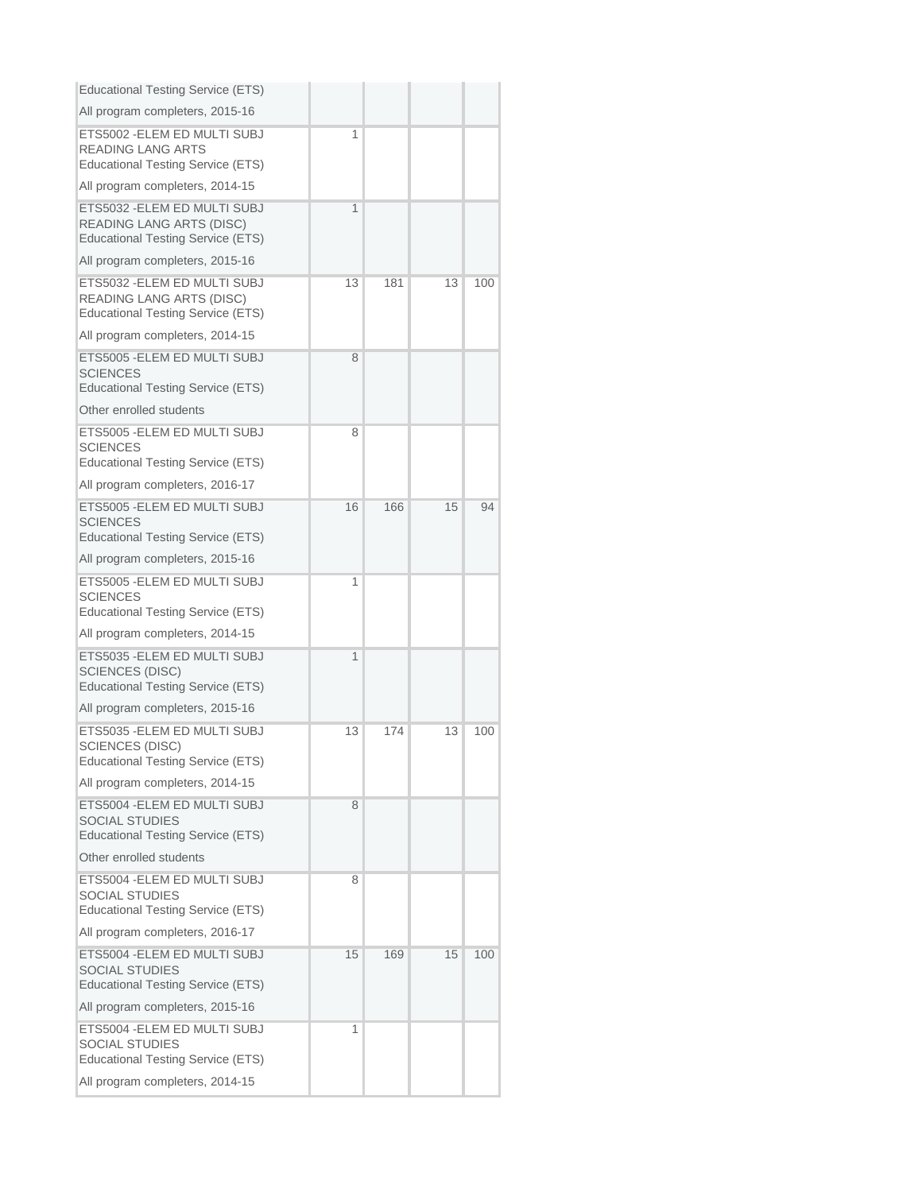| | | | | |
|---|---|---|---|---|
| Educational Testing Service (ETS)<br>All program completers, 2015-16 | | | | |
| ETS5002 -ELEM ED MULTI SUBJ READING LANG ARTS<br>Educational Testing Service (ETS)<br>All program completers, 2014-15 | 1 | | | |
| ETS5032 -ELEM ED MULTI SUBJ READING LANG ARTS (DISC)<br>Educational Testing Service (ETS)<br>All program completers, 2015-16 | 1 | | | |
| ETS5032 -ELEM ED MULTI SUBJ READING LANG ARTS (DISC)<br>Educational Testing Service (ETS)<br>All program completers, 2014-15 | 13 | 181 | 13 | 100 |
| ETS5005 -ELEM ED MULTI SUBJ SCIENCES<br>Educational Testing Service (ETS)<br>Other enrolled students | 8 | | | |
| ETS5005 -ELEM ED MULTI SUBJ SCIENCES<br>Educational Testing Service (ETS)<br>All program completers, 2016-17 | 8 | | | |
| ETS5005 -ELEM ED MULTI SUBJ SCIENCES<br>Educational Testing Service (ETS)<br>All program completers, 2015-16 | 16 | 166 | 15 | 94 |
| ETS5005 -ELEM ED MULTI SUBJ SCIENCES<br>Educational Testing Service (ETS)<br>All program completers, 2014-15 | 1 | | | |
| ETS5035 -ELEM ED MULTI SUBJ SCIENCES (DISC)<br>Educational Testing Service (ETS)<br>All program completers, 2015-16 | 1 | | | |
| ETS5035 -ELEM ED MULTI SUBJ SCIENCES (DISC)<br>Educational Testing Service (ETS)<br>All program completers, 2014-15 | 13 | 174 | 13 | 100 |
| ETS5004 -ELEM ED MULTI SUBJ SOCIAL STUDIES<br>Educational Testing Service (ETS)<br>Other enrolled students | 8 | | | |
| ETS5004 -ELEM ED MULTI SUBJ SOCIAL STUDIES<br>Educational Testing Service (ETS)<br>All program completers, 2016-17 | 8 | | | |
| ETS5004 -ELEM ED MULTI SUBJ SOCIAL STUDIES<br>Educational Testing Service (ETS)<br>All program completers, 2015-16 | 15 | 169 | 15 | 100 |
| ETS5004 -ELEM ED MULTI SUBJ SOCIAL STUDIES<br>Educational Testing Service (ETS)<br>All program completers, 2014-15 | 1 | | | |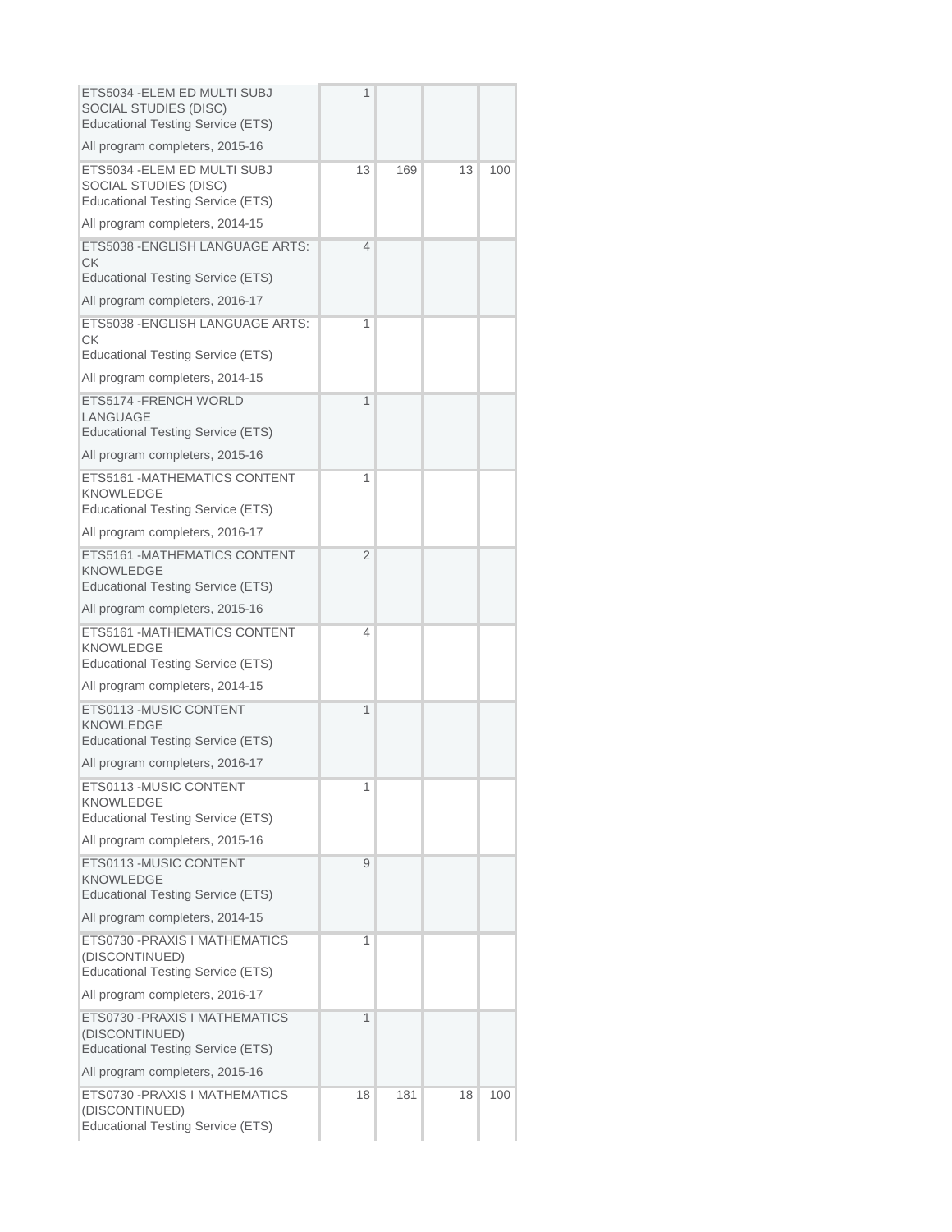| | | | | |
|---|---|---|---|---|
| ETS5034 -ELEM ED MULTI SUBJ SOCIAL STUDIES (DISC)<br>Educational Testing Service (ETS)<br>All program completers, 2015-16 | 1 | | | |
| ETS5034 -ELEM ED MULTI SUBJ SOCIAL STUDIES (DISC)<br>Educational Testing Service (ETS)<br>All program completers, 2014-15 | 13 | 169 | 13 | 100 |
| ETS5038 -ENGLISH LANGUAGE ARTS: CK<br>Educational Testing Service (ETS)<br>All program completers, 2016-17 | 4 | | | |
| ETS5038 -ENGLISH LANGUAGE ARTS: CK<br>Educational Testing Service (ETS)<br>All program completers, 2014-15 | 1 | | | |
| ETS5174 -FRENCH WORLD LANGUAGE<br>Educational Testing Service (ETS)<br>All program completers, 2015-16 | 1 | | | |
| ETS5161 -MATHEMATICS CONTENT KNOWLEDGE<br>Educational Testing Service (ETS)<br>All program completers, 2016-17 | 1 | | | |
| ETS5161 -MATHEMATICS CONTENT KNOWLEDGE<br>Educational Testing Service (ETS)<br>All program completers, 2015-16 | 2 | | | |
| ETS5161 -MATHEMATICS CONTENT KNOWLEDGE<br>Educational Testing Service (ETS)<br>All program completers, 2014-15 | 4 | | | |
| ETS0113 -MUSIC CONTENT KNOWLEDGE<br>Educational Testing Service (ETS)<br>All program completers, 2016-17 | 1 | | | |
| ETS0113 -MUSIC CONTENT KNOWLEDGE<br>Educational Testing Service (ETS)<br>All program completers, 2015-16 | 1 | | | |
| ETS0113 -MUSIC CONTENT KNOWLEDGE<br>Educational Testing Service (ETS)<br>All program completers, 2014-15 | 9 | | | |
| ETS0730 -PRAXIS I MATHEMATICS (DISCONTINUED)<br>Educational Testing Service (ETS)<br>All program completers, 2016-17 | 1 | | | |
| ETS0730 -PRAXIS I MATHEMATICS (DISCONTINUED)<br>Educational Testing Service (ETS)<br>All program completers, 2015-16 | 1 | | | |
| ETS0730 -PRAXIS I MATHEMATICS (DISCONTINUED)<br>Educational Testing Service (ETS) | 18 | 181 | 18 | 100 |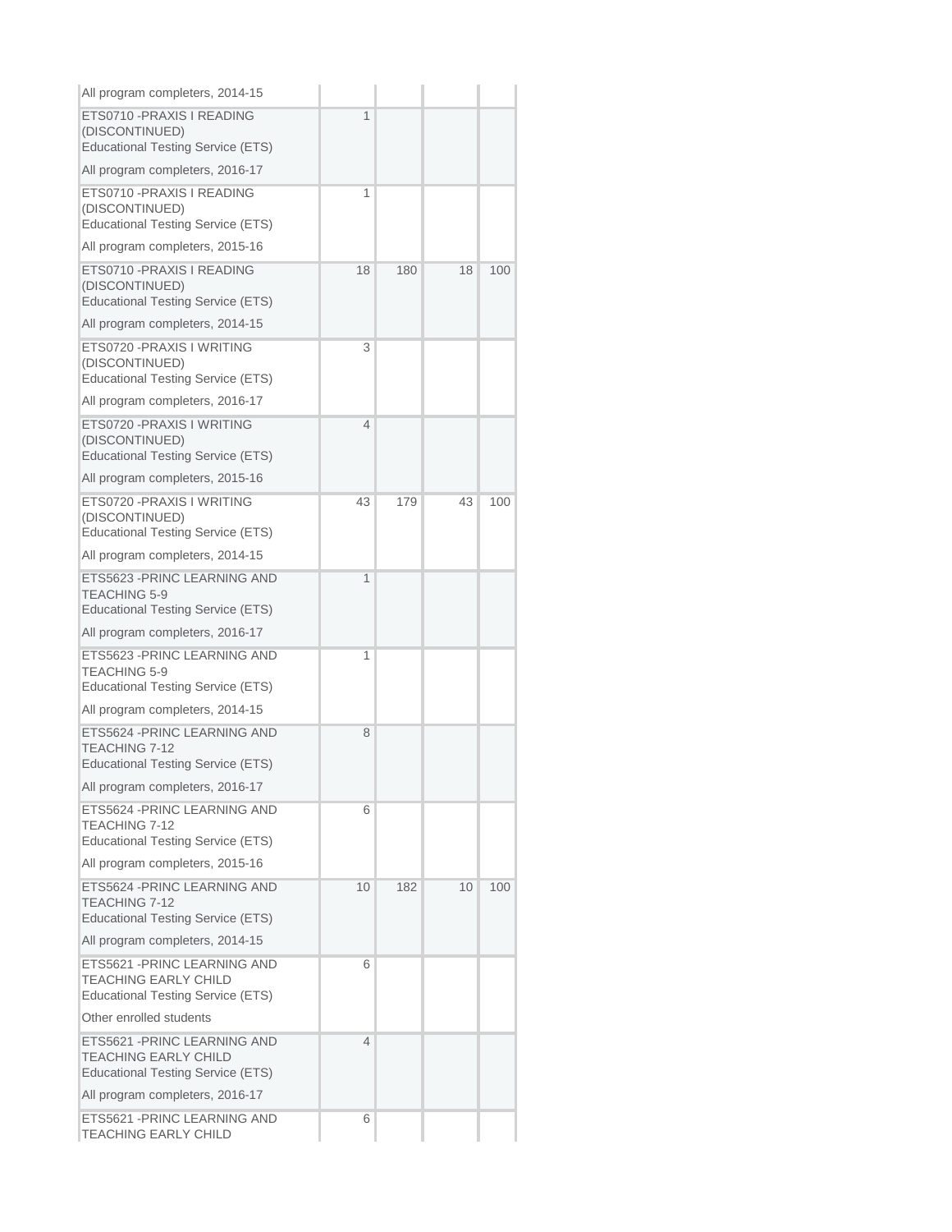| | | | | |
|---|---|---|---|---|
| All program completers, 2014-15 | | | | |
| ETS0710 -PRAXIS I READING (DISCONTINUED)<br>Educational Testing Service (ETS)<br><br>All program completers, 2016-17 | 1 | | | |
| ETS0710 -PRAXIS I READING (DISCONTINUED)<br>Educational Testing Service (ETS)<br><br>All program completers, 2015-16 | 1 | | | |
| ETS0710 -PRAXIS I READING (DISCONTINUED)<br>Educational Testing Service (ETS)<br><br>All program completers, 2014-15 | 18 | 180 | 18 | 100 |
| ETS0720 -PRAXIS I WRITING (DISCONTINUED)<br>Educational Testing Service (ETS)<br><br>All program completers, 2016-17 | 3 | | | |
| ETS0720 -PRAXIS I WRITING (DISCONTINUED)<br>Educational Testing Service (ETS)<br><br>All program completers, 2015-16 | 4 | | | |
| ETS0720 -PRAXIS I WRITING (DISCONTINUED)<br>Educational Testing Service (ETS)<br><br>All program completers, 2014-15 | 43 | 179 | 43 | 100 |
| ETS5623 -PRINC LEARNING AND TEACHING 5-9<br>Educational Testing Service (ETS)<br><br>All program completers, 2016-17 | 1 | | | |
| ETS5623 -PRINC LEARNING AND TEACHING 5-9<br>Educational Testing Service (ETS)<br><br>All program completers, 2014-15 | 1 | | | |
| ETS5624 -PRINC LEARNING AND TEACHING 7-12<br>Educational Testing Service (ETS)<br><br>All program completers, 2016-17 | 8 | | | |
| ETS5624 -PRINC LEARNING AND TEACHING 7-12<br>Educational Testing Service (ETS)<br><br>All program completers, 2015-16 | 6 | | | |
| ETS5624 -PRINC LEARNING AND TEACHING 7-12<br>Educational Testing Service (ETS)<br><br>All program completers, 2014-15 | 10 | 182 | 10 | 100 |
| ETS5621 -PRINC LEARNING AND TEACHING EARLY CHILD<br>Educational Testing Service (ETS)<br><br>Other enrolled students | 6 | | | |
| ETS5621 -PRINC LEARNING AND TEACHING EARLY CHILD<br>Educational Testing Service (ETS)<br><br>All program completers, 2016-17 | 4 | | | |
| ETS5621 -PRINC LEARNING AND TEACHING EARLY CHILD | 6 | | | |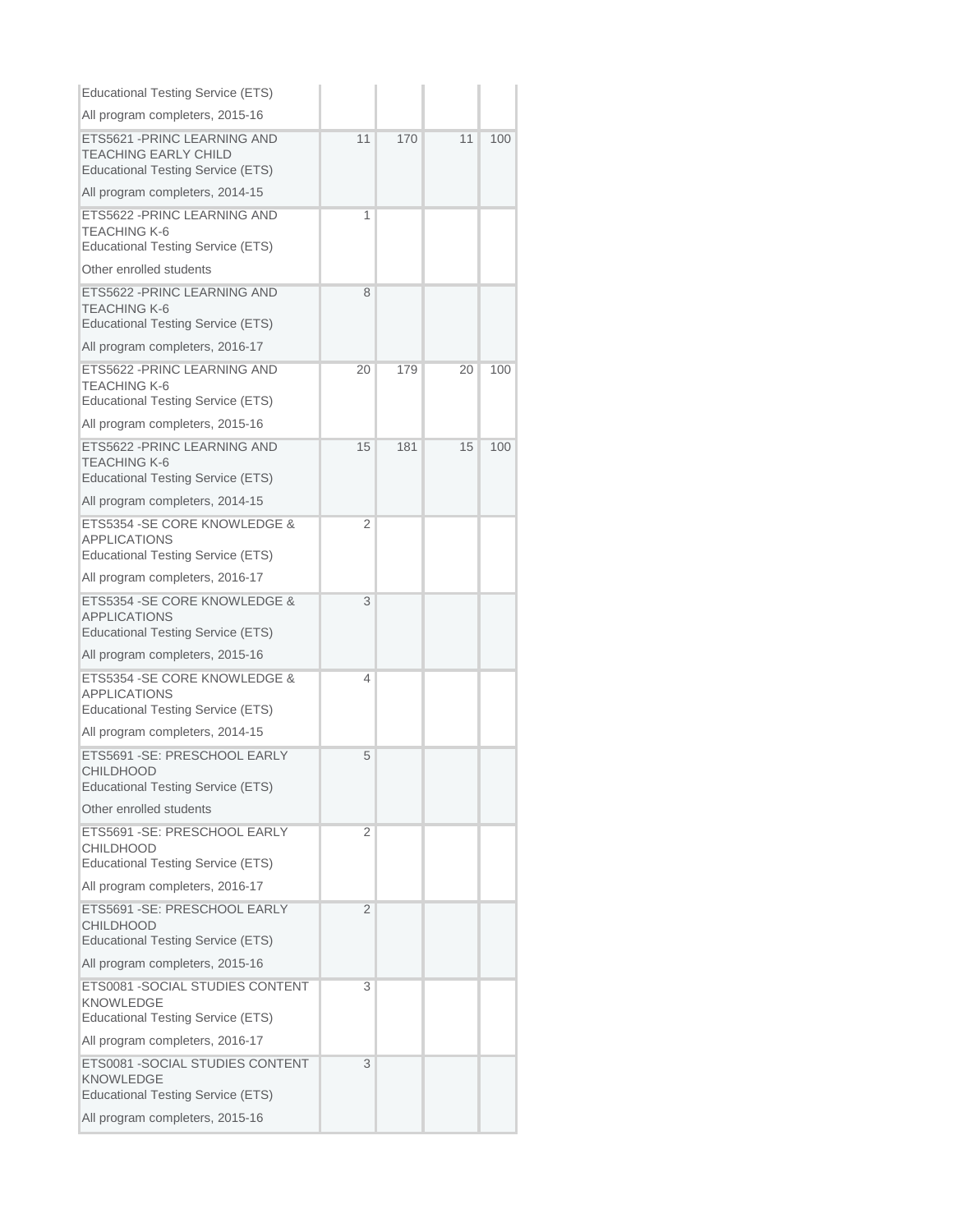| | | | | |
|---|---|---|---|---|
| Educational Testing Service (ETS)<br>All program completers, 2015-16 | | | | |
| ETS5621 -PRINC LEARNING AND TEACHING EARLY CHILD<br>Educational Testing Service (ETS)<br>All program completers, 2014-15 | 11 | 170 | 11 | 100 |
| ETS5622 -PRINC LEARNING AND TEACHING K-6<br>Educational Testing Service (ETS)<br>Other enrolled students | 1 | | | |
| ETS5622 -PRINC LEARNING AND TEACHING K-6<br>Educational Testing Service (ETS)<br>All program completers, 2016-17 | 8 | | | |
| ETS5622 -PRINC LEARNING AND TEACHING K-6<br>Educational Testing Service (ETS)<br>All program completers, 2015-16 | 20 | 179 | 20 | 100 |
| ETS5622 -PRINC LEARNING AND TEACHING K-6<br>Educational Testing Service (ETS)<br>All program completers, 2014-15 | 15 | 181 | 15 | 100 |
| ETS5354 -SE CORE KNOWLEDGE & APPLICATIONS<br>Educational Testing Service (ETS)<br>All program completers, 2016-17 | 2 | | | |
| ETS5354 -SE CORE KNOWLEDGE & APPLICATIONS<br>Educational Testing Service (ETS)<br>All program completers, 2015-16 | 3 | | | |
| ETS5354 -SE CORE KNOWLEDGE & APPLICATIONS<br>Educational Testing Service (ETS)<br>All program completers, 2014-15 | 4 | | | |
| ETS5691 -SE: PRESCHOOL EARLY CHILDHOOD<br>Educational Testing Service (ETS)<br>Other enrolled students | 5 | | | |
| ETS5691 -SE: PRESCHOOL EARLY CHILDHOOD<br>Educational Testing Service (ETS)<br>All program completers, 2016-17 | 2 | | | |
| ETS5691 -SE: PRESCHOOL EARLY CHILDHOOD<br>Educational Testing Service (ETS)<br>All program completers, 2015-16 | 2 | | | |
| ETS0081 -SOCIAL STUDIES CONTENT KNOWLEDGE<br>Educational Testing Service (ETS)<br>All program completers, 2016-17 | 3 | | | |
| ETS0081 -SOCIAL STUDIES CONTENT KNOWLEDGE<br>Educational Testing Service (ETS)<br>All program completers, 2015-16 | 3 | | | |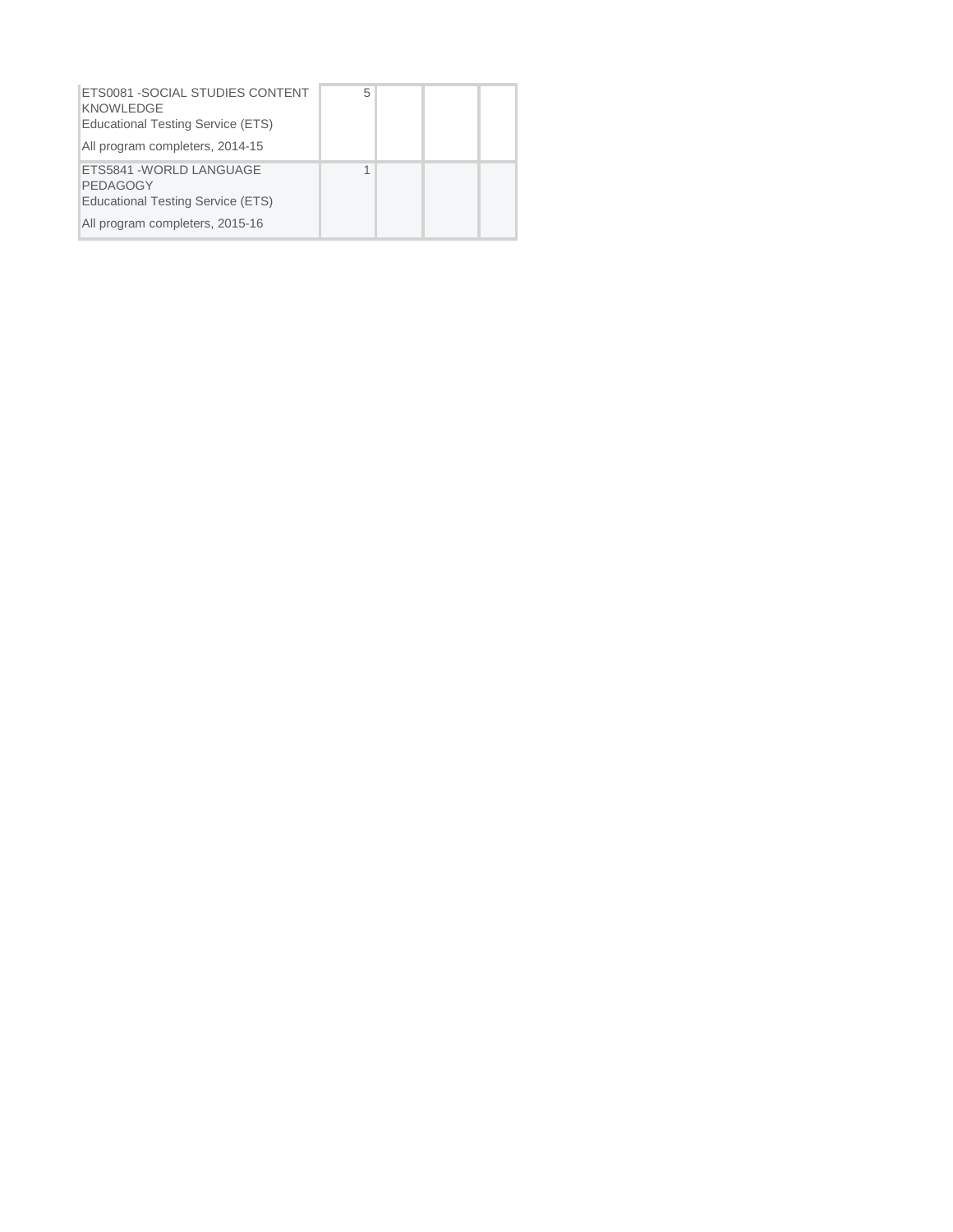| | | | | |
|---|---|---|---|---|
| ETS0081 -SOCIAL STUDIES CONTENT KNOWLEDGE<br>Educational Testing Service (ETS)<br>All program completers, 2014-15 | 5 | | | |
| ETS5841 -WORLD LANGUAGE PEDAGOGY<br>Educational Testing Service (ETS)<br>All program completers, 2015-16 | 1 | | | |